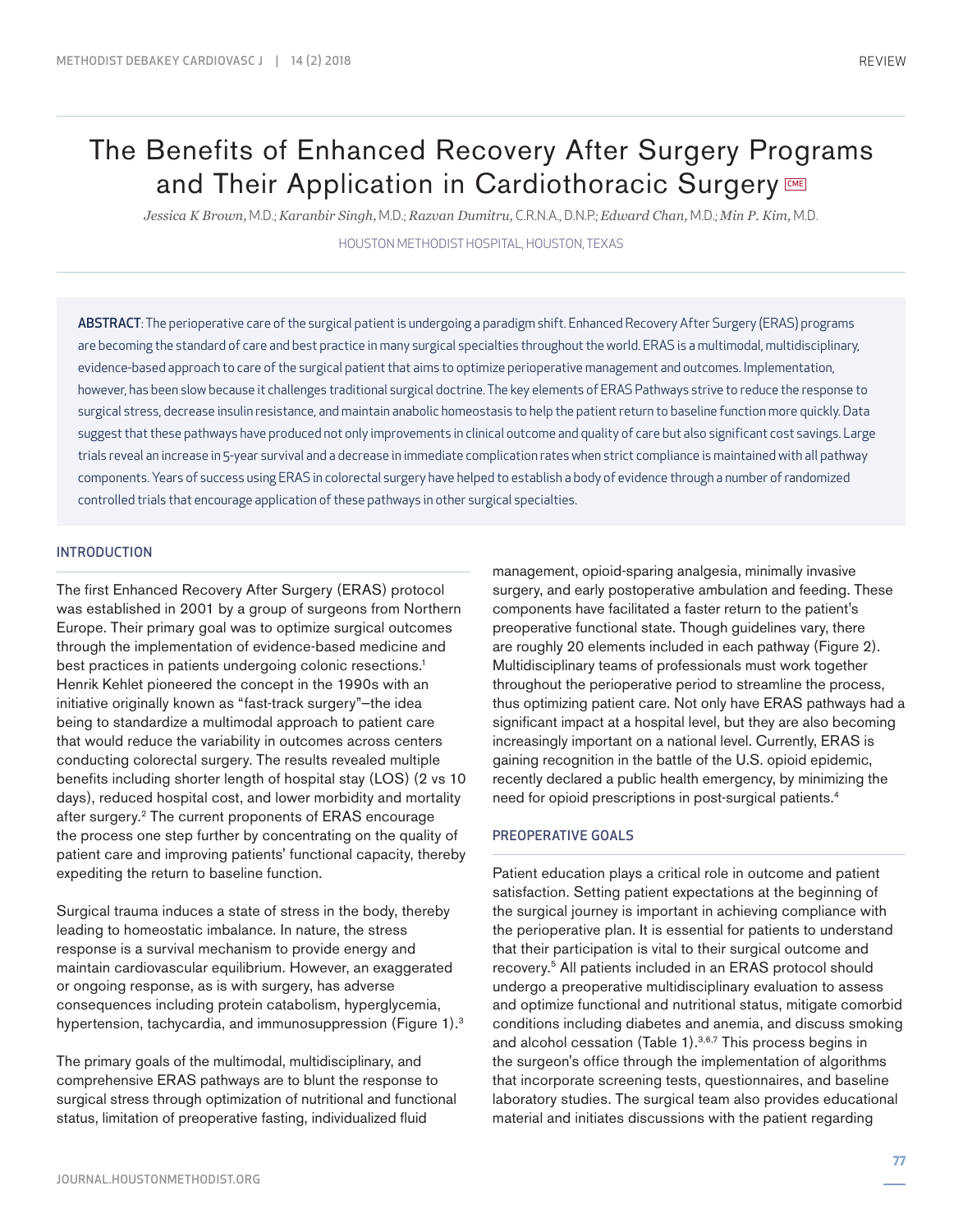# The Benefits of Enhanced Recovery After Surgery Programs and Their Application in Cardiothoracic Surgery

*Jessica K Brown,* M.D.; *Karanbir Singh,* M.D.; *Razvan Dumitru,* C.R.N.A., D.N.P.; *Edward Chan,* M.D.; *Min P. Kim,* M.D.

HOUSTON METHODIST HOSPITAL, HOUSTON, TEXAS

**ABSTRACT**: The perioperative care of the surgical patient is undergoing a paradigm shift. Enhanced Recovery After Surgery (ERAS) programs are becoming the standard of care and best practice in many surgical specialties throughout the world. ERAS is a multimodal, multidisciplinary, evidence-based approach to care of the surgical patient that aims to optimize perioperative management and outcomes. Implementation, however, has been slow because it challenges traditional surgical doctrine. The key elements of ERAS Pathways strive to reduce the response to surgical stress, decrease insulin resistance, and maintain anabolic homeostasis to help the patient return to baseline function more quickly. Data suggest that these pathways have produced not only improvements in clinical outcome and quality of care but also significant cost savings. Large trials reveal an increase in 5-year survival and a decrease in immediate complication rates when strict compliance is maintained with all pathway components. Years of success using ERAS in colorectal surgery have helped to establish a body of evidence through a number of randomized controlled trials that encourage application of these pathways in other surgical specialties.

## INTRODUCTION

The first Enhanced Recovery After Surgery (ERAS) protocol was established in 2001 by a group of surgeons from Northern Europe. Their primary goal was to optimize surgical outcomes through the implementation of evidence-based medicine and best practices in patients undergoing colonic resections.[1] Henrik Kehlet pioneered the concept in the 1990s with an initiative originally known as "fast-track surgery"—the idea being to standardize a multimodal approach to patient care that would reduce the variability in outcomes across centers conducting colorectal surgery. The results revealed multiple benefits including shorter length of hospital stay (LOS) (2 vs 10 days), reduced hospital cost, and lower morbidity and mortality after surgery.[2] The current proponents of ERAS encourage the process one step further by concentrating on the quality of patient care and improving patients' functional capacity, thereby expediting the return to baseline function.

Surgical trauma induces a state of stress in the body, thereby leading to homeostatic imbalance. In nature, the stress response is a survival mechanism to provide energy and maintain cardiovascular equilibrium. However, an exaggerated or ongoing response, as is with surgery, has adverse consequences including protein catabolism, hyperglycemia, hypertension, tachycardia, and immunosuppression (Figure 1).[3]

The primary goals of the multimodal, multidisciplinary, and comprehensive ERAS pathways are to blunt the response to surgical stress through optimization of nutritional and functional status, limitation of preoperative fasting, individualized fluid management, opioid-sparing analgesia, minimally invasive surgery, and early postoperative ambulation and feeding. These components have facilitated a faster return to the patient's preoperative functional state. Though guidelines vary, there are roughly 20 elements included in each pathway (Figure 2). Multidisciplinary teams of professionals must work together throughout the perioperative period to streamline the process, thus optimizing patient care. Not only have ERAS pathways had a significant impact at a hospital level, but they are also becoming increasingly important on a national level. Currently, ERAS is gaining recognition in the battle of the U.S. opioid epidemic, recently declared a public health emergency, by minimizing the need for opioid prescriptions in post-surgical patients.[4]

## PREOPERATIVE GOALS

Patient education plays a critical role in outcome and patient satisfaction. Setting patient expectations at the beginning of the surgical journey is important in achieving compliance with the perioperative plan. It is essential for patients to understand that their participation is vital to their surgical outcome and recovery.[5] All patients included in an ERAS protocol should undergo a preoperative multidisciplinary evaluation to assess and optimize functional and nutritional status, mitigate comorbid conditions including diabetes and anemia, and discuss smoking and alcohol cessation (Table 1).[3,6,7] This process begins in the surgeon's office through the implementation of algorithms that incorporate screening tests, questionnaires, and baseline laboratory studies. The surgical team also provides educational material and initiates discussions with the patient regarding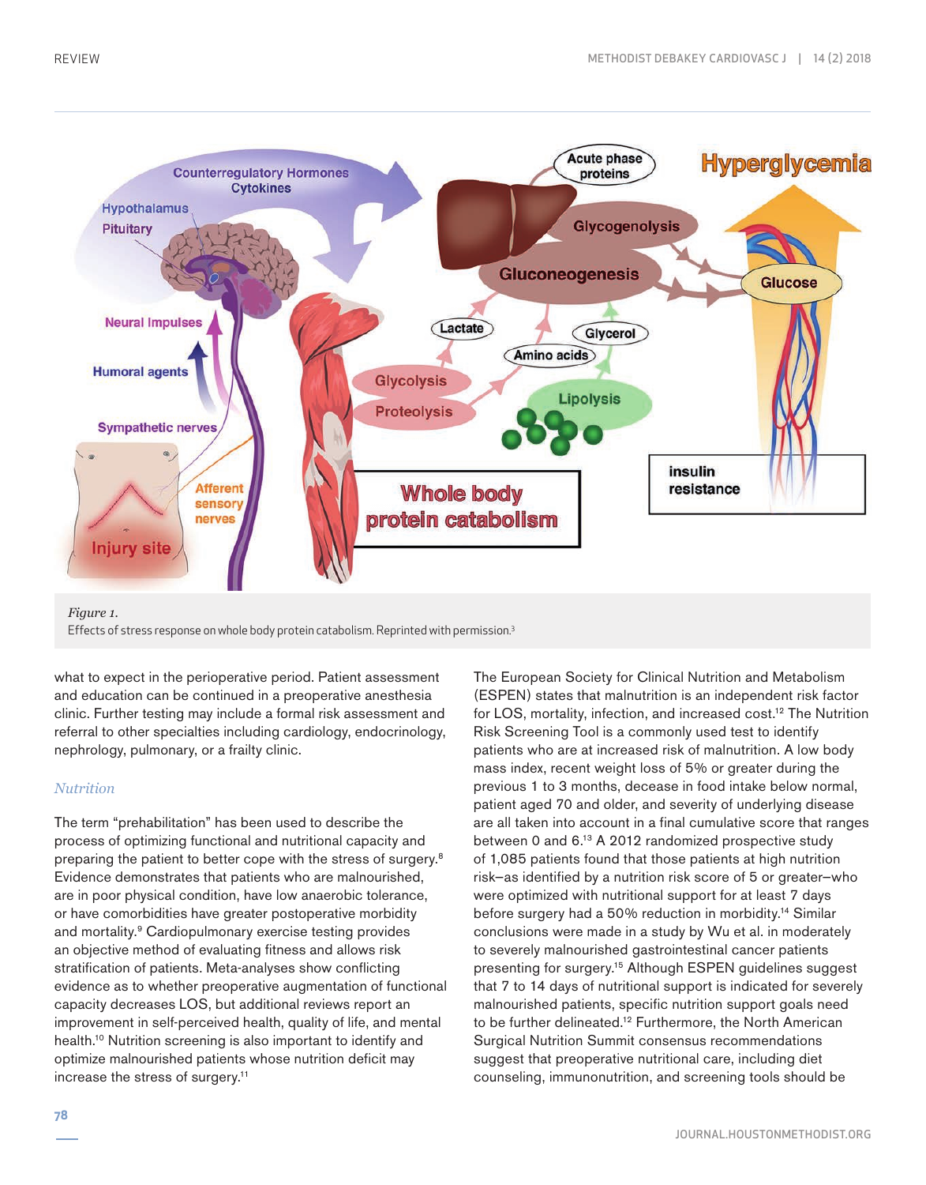*Figure 1.*
Effects of stress response on whole body protein catabolism. Reprinted with permission.[3]

what to expect in the perioperative period. Patient assessment and education can be continued in a preoperative anesthesia clinic. Further testing may include a formal risk assessment and referral to other specialties including cardiology, endocrinology, nephrology, pulmonary, or a frailty clinic.

### *Nutrition*

The term "prehabilitation" has been used to describe the process of optimizing functional and nutritional capacity and preparing the patient to better cope with the stress of surgery.[8] Evidence demonstrates that patients who are malnourished, are in poor physical condition, have low anaerobic tolerance, or have comorbidities have greater postoperative morbidity and mortality.[9] Cardiopulmonary exercise testing provides an objective method of evaluating fitness and allows risk stratification of patients. Meta-analyses show conflicting evidence as to whether preoperative augmentation of functional capacity decreases LOS, but additional reviews report an improvement in self-perceived health, quality of life, and mental health.[10] Nutrition screening is also important to identify and optimize malnourished patients whose nutrition deficit may increase the stress of surgery.[11]

The European Society for Clinical Nutrition and Metabolism (ESPEN) states that malnutrition is an independent risk factor for LOS, mortality, infection, and increased cost.[12] The Nutrition Risk Screening Tool is a commonly used test to identify patients who are at increased risk of malnutrition. A low body mass index, recent weight loss of 5% or greater during the previous 1 to 3 months, decease in food intake below normal, patient aged 70 and older, and severity of underlying disease are all taken into account in a final cumulative score that ranges between 0 and 6.[13] A 2012 randomized prospective study of 1,085 patients found that those patients at high nutrition risk—as identified by a nutrition risk score of 5 or greater—who were optimized with nutritional support for at least 7 days before surgery had a 50% reduction in morbidity.[14] Similar conclusions were made in a study by Wu et al. in moderately to severely malnourished gastrointestinal cancer patients presenting for surgery.[15] Although ESPEN guidelines suggest that 7 to 14 days of nutritional support is indicated for severely malnourished patients, specific nutrition support goals need to be further delineated.[12] Furthermore, the North American Surgical Nutrition Summit consensus recommendations suggest that preoperative nutritional care, including diet counseling, immunonutrition, and screening tools should be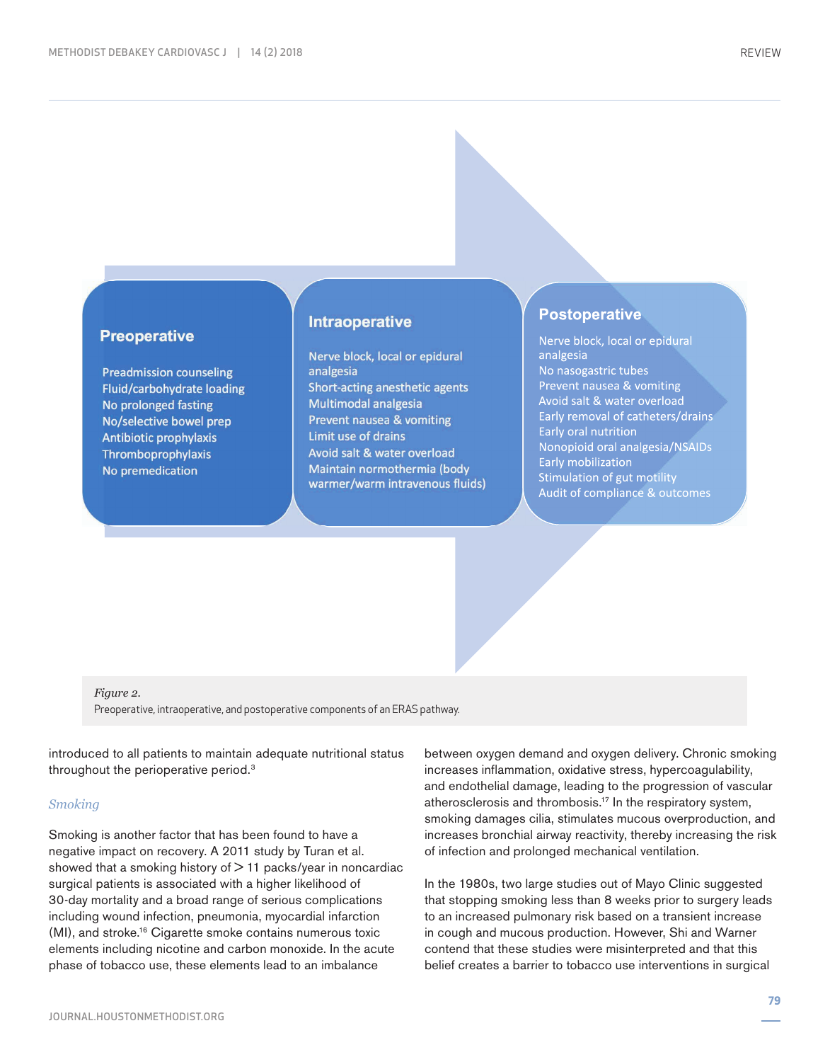**Preoperative**

- Preadmission counseling
- Fluid/carbohydrate loading
- No prolonged fasting
- No/selective bowel prep
- Antibiotic prophylaxis
- Thromboprophylaxis
- No premedication

**Intraoperative**

- Nerve block, local or epidural analgesia
- Short-acting anesthetic agents
- Multimodal analgesia
- Prevent nausea & vomiting
- Limit use of drains
- Avoid salt & water overload
- Maintain normothermia (body warmer/warm intravenous fluids)

**Postoperative**

- Nerve block, local or epidural analgesia
- No nasogastric tubes
- Prevent nausea & vomiting
- Avoid salt & water overload
- Early removal of catheters/drains
- Early oral nutrition
- Nonopioid oral analgesia/NSAIDs
- Early mobilization
- Stimulation of gut motility
- Audit of compliance & outcomes

*Figure 2.*
Preoperative, intraoperative, and postoperative components of an ERAS pathway.

introduced to all patients to maintain adequate nutritional status throughout the perioperative period.[3]

### *Smoking*

Smoking is another factor that has been found to have a negative impact on recovery. A 2011 study by Turan et al. showed that a smoking history of > 11 packs/year in noncardiac surgical patients is associated with a higher likelihood of 30-day mortality and a broad range of serious complications including wound infection, pneumonia, myocardial infarction (MI), and stroke.[16] Cigarette smoke contains numerous toxic elements including nicotine and carbon monoxide. In the acute phase of tobacco use, these elements lead to an imbalance between oxygen demand and oxygen delivery. Chronic smoking increases inflammation, oxidative stress, hypercoagulability, and endothelial damage, leading to the progression of vascular atherosclerosis and thrombosis.[17] In the respiratory system, smoking damages cilia, stimulates mucous overproduction, and increases bronchial airway reactivity, thereby increasing the risk of infection and prolonged mechanical ventilation.

In the 1980s, two large studies out of Mayo Clinic suggested that stopping smoking less than 8 weeks prior to surgery leads to an increased pulmonary risk based on a transient increase in cough and mucous production. However, Shi and Warner contend that these studies were misinterpreted and that this belief creates a barrier to tobacco use interventions in surgical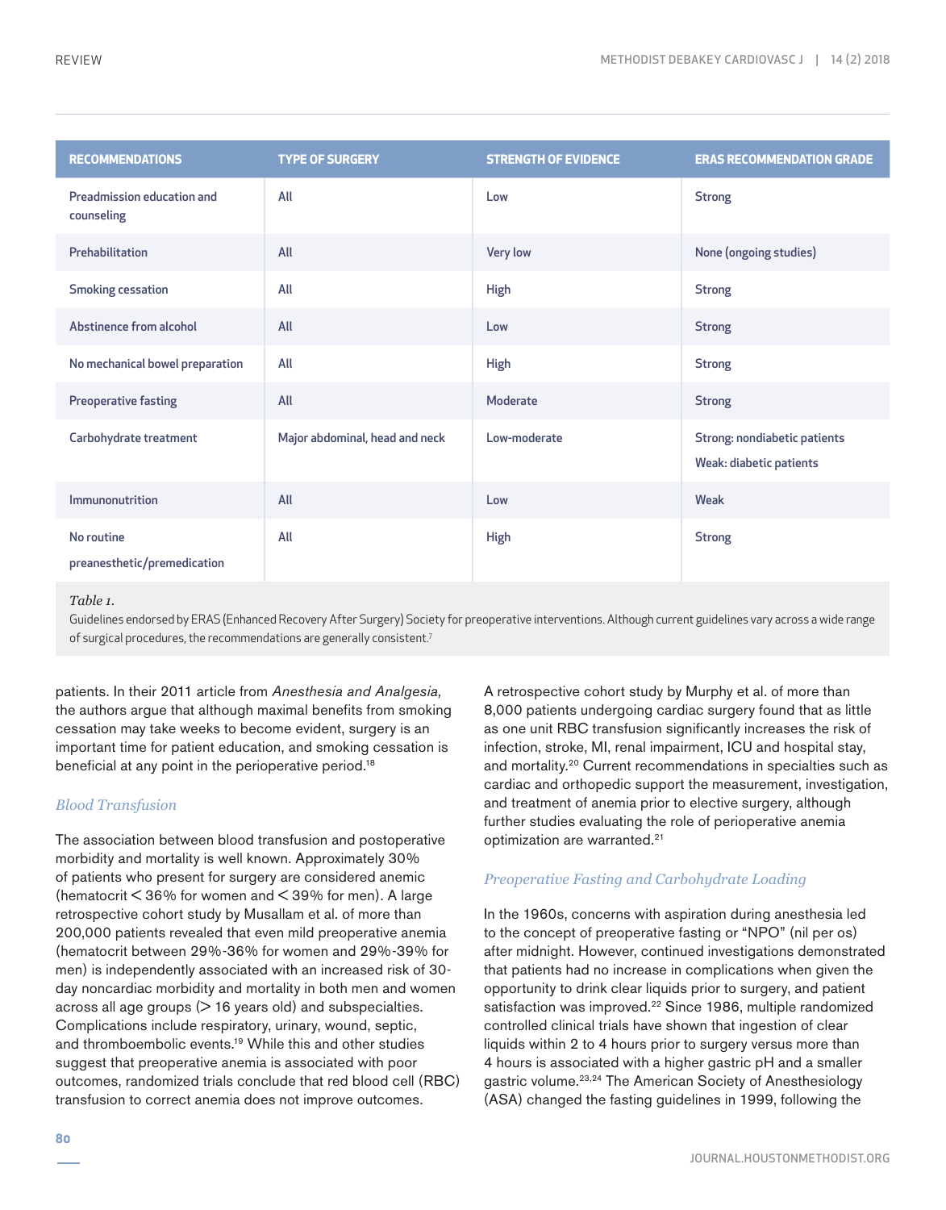| RECOMMENDATIONS | TYPE OF SURGERY | STRENGTH OF EVIDENCE | ERAS RECOMMENDATION GRADE |
|---|---|---|---|
| Preadmission education and counseling | All | Low | Strong |
| Prehabilitation | All | Very low | None (ongoing studies) |
| Smoking cessation | All | High | Strong |
| Abstinence from alcohol | All | Low | Strong |
| No mechanical bowel preparation | All | High | Strong |
| Preoperative fasting | All | Moderate | Strong |
| Carbohydrate treatment | Major abdominal, head and neck | Low-moderate | Strong: nondiabetic patients<br>Weak: diabetic patients |
| Immunonutrition | All | Low | Weak |
| No routine preanesthetic/premedication | All | High | Strong |

*Table 1.*
Guidelines endorsed by ERAS (Enhanced Recovery After Surgery) Society for preoperative interventions. Although current guidelines vary across a wide range of surgical procedures, the recommendations are generally consistent.[7]

patients. In their 2011 article from *Anesthesia and Analgesia,* the authors argue that although maximal benefits from smoking cessation may take weeks to become evident, surgery is an important time for patient education, and smoking cessation is beneficial at any point in the perioperative period.[18]

### *Blood Transfusion*

The association between blood transfusion and postoperative morbidity and mortality is well known. Approximately 30% of patients who present for surgery are considered anemic (hematocrit < 36% for women and < 39% for men). A large retrospective cohort study by Musallam et al. of more than 200,000 patients revealed that even mild preoperative anemia (hematocrit between 29%-36% for women and 29%-39% for men) is independently associated with an increased risk of 30-day noncardiac morbidity and mortality in both men and women across all age groups (> 16 years old) and subspecialties. Complications include respiratory, urinary, wound, septic, and thromboembolic events.[19] While this and other studies suggest that preoperative anemia is associated with poor outcomes, randomized trials conclude that red blood cell (RBC) transfusion to correct anemia does not improve outcomes.

A retrospective cohort study by Murphy et al. of more than 8,000 patients undergoing cardiac surgery found that as little as one unit RBC transfusion significantly increases the risk of infection, stroke, MI, renal impairment, ICU and hospital stay, and mortality.[20] Current recommendations in specialties such as cardiac and orthopedic support the measurement, investigation, and treatment of anemia prior to elective surgery, although further studies evaluating the role of perioperative anemia optimization are warranted.[21]

### *Preoperative Fasting and Carbohydrate Loading*

In the 1960s, concerns with aspiration during anesthesia led to the concept of preoperative fasting or "NPO" (nil per os) after midnight. However, continued investigations demonstrated that patients had no increase in complications when given the opportunity to drink clear liquids prior to surgery, and patient satisfaction was improved.[22] Since 1986, multiple randomized controlled clinical trials have shown that ingestion of clear liquids within 2 to 4 hours prior to surgery versus more than 4 hours is associated with a higher gastric pH and a smaller gastric volume.[23,24] The American Society of Anesthesiology (ASA) changed the fasting guidelines in 1999, following the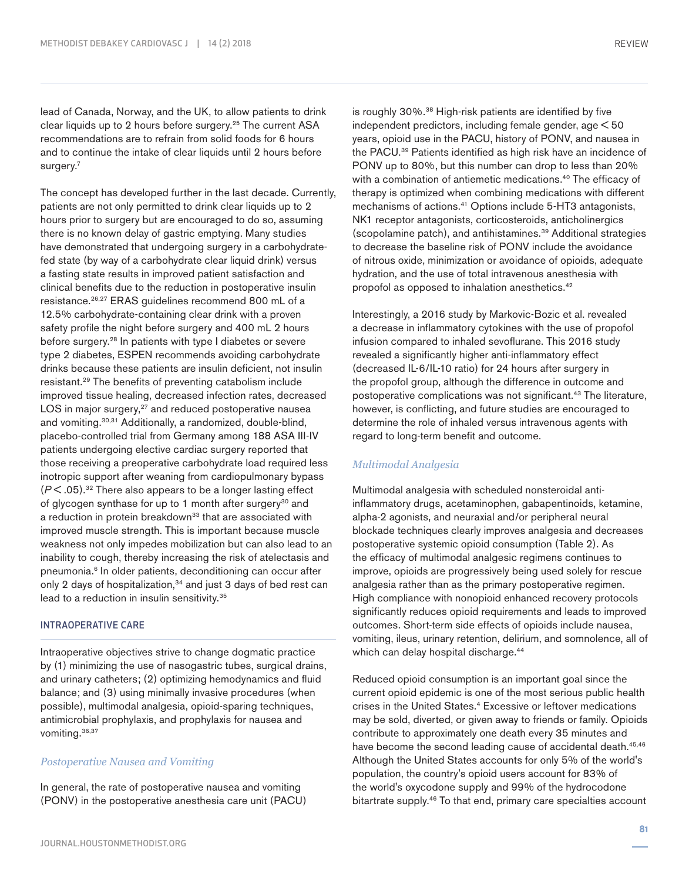lead of Canada, Norway, and the UK, to allow patients to drink clear liquids up to 2 hours before surgery.[25] The current ASA recommendations are to refrain from solid foods for 6 hours and to continue the intake of clear liquids until 2 hours before surgery.[7]

The concept has developed further in the last decade. Currently, patients are not only permitted to drink clear liquids up to 2 hours prior to surgery but are encouraged to do so, assuming there is no known delay of gastric emptying. Many studies have demonstrated that undergoing surgery in a carbohydrate-fed state (by way of a carbohydrate clear liquid drink) versus a fasting state results in improved patient satisfaction and clinical benefits due to the reduction in postoperative insulin resistance.[26,27] ERAS guidelines recommend 800 mL of a 12.5% carbohydrate-containing clear drink with a proven safety profile the night before surgery and 400 mL 2 hours before surgery.[28] In patients with type I diabetes or severe type 2 diabetes, ESPEN recommends avoiding carbohydrate drinks because these patients are insulin deficient, not insulin resistant.[29] The benefits of preventing catabolism include improved tissue healing, decreased infection rates, decreased LOS in major surgery,[27] and reduced postoperative nausea and vomiting.[30,31] Additionally, a randomized, double-blind, placebo-controlled trial from Germany among 188 ASA III-IV patients undergoing elective cardiac surgery reported that those receiving a preoperative carbohydrate load required less inotropic support after weaning from cardiopulmonary bypass ($P < .05$).[32] There also appears to be a longer lasting effect of glycogen synthase for up to 1 month after surgery[30] and a reduction in protein breakdown[33] that are associated with improved muscle strength. This is important because muscle weakness not only impedes mobilization but can also lead to an inability to cough, thereby increasing the risk of atelectasis and pneumonia.[6] In older patients, deconditioning can occur after only 2 days of hospitalization,[34] and just 3 days of bed rest can lead to a reduction in insulin sensitivity.[35]

## INTRAOPERATIVE CARE

Intraoperative objectives strive to change dogmatic practice by (1) minimizing the use of nasogastric tubes, surgical drains, and urinary catheters; (2) optimizing hemodynamics and fluid balance; and (3) using minimally invasive procedures (when possible), multimodal analgesia, opioid-sparing techniques, antimicrobial prophylaxis, and prophylaxis for nausea and vomiting.[36,37]

### *Postoperative Nausea and Vomiting*

In general, the rate of postoperative nausea and vomiting (PONV) in the postoperative anesthesia care unit (PACU) is roughly 30%.[38] High-risk patients are identified by five independent predictors, including female gender, age < 50 years, opioid use in the PACU, history of PONV, and nausea in the PACU.[39] Patients identified as high risk have an incidence of PONV up to 80%, but this number can drop to less than 20% with a combination of antiemetic medications.[40] The efficacy of therapy is optimized when combining medications with different mechanisms of actions.[41] Options include 5-HT3 antagonists, NK1 receptor antagonists, corticosteroids, anticholinergics (scopolamine patch), and antihistamines.[39] Additional strategies to decrease the baseline risk of PONV include the avoidance of nitrous oxide, minimization or avoidance of opioids, adequate hydration, and the use of total intravenous anesthesia with propofol as opposed to inhalation anesthetics.[42]

Interestingly, a 2016 study by Markovic-Bozic et al. revealed a decrease in inflammatory cytokines with the use of propofol infusion compared to inhaled sevoflurane. This 2016 study revealed a significantly higher anti-inflammatory effect (decreased IL-6/IL-10 ratio) for 24 hours after surgery in the propofol group, although the difference in outcome and postoperative complications was not significant.[43] The literature, however, is conflicting, and future studies are encouraged to determine the role of inhaled versus intravenous agents with regard to long-term benefit and outcome.

### *Multimodal Analgesia*

Multimodal analgesia with scheduled nonsteroidal anti-inflammatory drugs, acetaminophen, gabapentinoids, ketamine, alpha-2 agonists, and neuraxial and/or peripheral neural blockade techniques clearly improves analgesia and decreases postoperative systemic opioid consumption (Table 2). As the efficacy of multimodal analgesic regimens continues to improve, opioids are progressively being used solely for rescue analgesia rather than as the primary postoperative regimen. High compliance with nonopioid enhanced recovery protocols significantly reduces opioid requirements and leads to improved outcomes. Short-term side effects of opioids include nausea, vomiting, ileus, urinary retention, delirium, and somnolence, all of which can delay hospital discharge.[44]

Reduced opioid consumption is an important goal since the current opioid epidemic is one of the most serious public health crises in the United States.[4] Excessive or leftover medications may be sold, diverted, or given away to friends or family. Opioids contribute to approximately one death every 35 minutes and have become the second leading cause of accidental death.[45,46] Although the United States accounts for only 5% of the world's population, the country's opioid users account for 83% of the world's oxycodone supply and 99% of the hydrocodone bitartrate supply.[46] To that end, primary care specialties account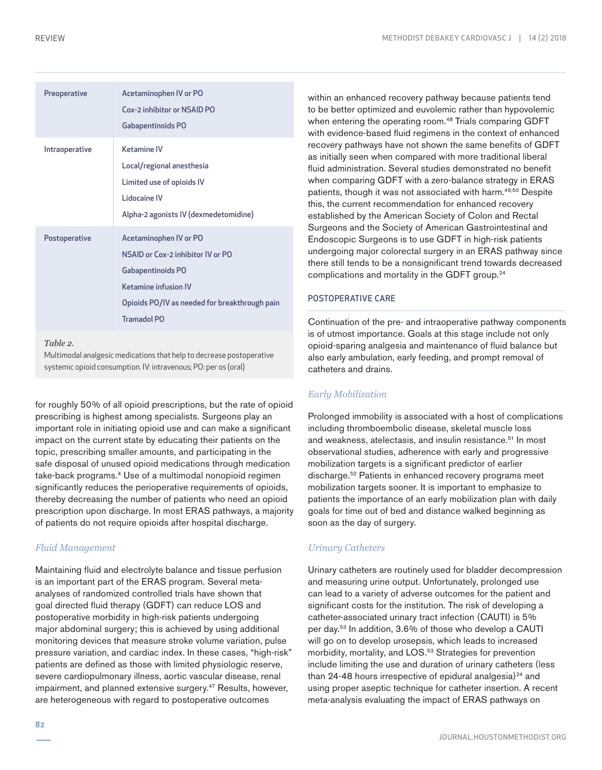| | |
|---|---|
| Preoperative | Acetaminophen IV or PO<br>Cox-2 inhibitor or NSAID PO<br>Gabapentinoids PO |
| Intraoperative | Ketamine IV<br>Local/regional anesthesia<br>Limited use of opioids IV<br>Lidocaine IV<br>Alpha-2 agonists IV (dexmedetomidine) |
| Postoperative | Acetaminophen IV or PO<br>NSAID or Cox-2 inhibitor IV or PO<br>Gabapentinoids PO<br>Ketamine infusion IV<br>Opioids PO/IV as needed for breakthrough pain<br>Tramadol PO |

*Table 2.*
Multimodal analgesic medications that help to decrease postoperative systemic opioid consumption. IV: intravenous; PO: per os (oral)

for roughly 50% of all opioid prescriptions, but the rate of opioid prescribing is highest among specialists. Surgeons play an important role in initiating opioid use and can make a significant impact on the current state by educating their patients on the topic, prescribing smaller amounts, and participating in the safe disposal of unused opioid medications through medication take-back programs.[4] Use of a multimodal nonopioid regimen significantly reduces the perioperative requirements of opioids, thereby decreasing the number of patients who need an opioid prescription upon discharge. In most ERAS pathways, a majority of patients do not require opioids after hospital discharge.

### *Fluid Management*

Maintaining fluid and electrolyte balance and tissue perfusion is an important part of the ERAS program. Several meta-analyses of randomized controlled trials have shown that goal directed fluid therapy (GDFT) can reduce LOS and postoperative morbidity in high-risk patients undergoing major abdominal surgery; this is achieved by using additional monitoring devices that measure stroke volume variation, pulse pressure variation, and cardiac index. In these cases, "high-risk" patients are defined as those with limited physiologic reserve, severe cardiopulmonary illness, aortic vascular disease, renal impairment, and planned extensive surgery.[47] Results, however, are heterogeneous with regard to postoperative outcomes within an enhanced recovery pathway because patients tend to be better optimized and euvolemic rather than hypovolemic when entering the operating room.[48] Trials comparing GDFT with evidence-based fluid regimens in the context of enhanced recovery pathways have not shown the same benefits of GDFT as initially seen when compared with more traditional liberal fluid administration. Several studies demonstrated no benefit when comparing GDFT with a zero-balance strategy in ERAS patients, though it was not associated with harm.[49,50] Despite this, the current recommendation for enhanced recovery established by the American Society of Colon and Rectal Surgeons and the Society of American Gastrointestinal and Endoscopic Surgeons is to use GDFT in high-risk patients undergoing major colorectal surgery in an ERAS pathway since there still tends to be a nonsignificant trend towards decreased complications and mortality in the GDFT group.[24]

## POSTOPERATIVE CARE

Continuation of the pre- and intraoperative pathway components is of utmost importance. Goals at this stage include not only opioid-sparing analgesia and maintenance of fluid balance but also early ambulation, early feeding, and prompt removal of catheters and drains.

### *Early Mobilization*

Prolonged immobility is associated with a host of complications including thromboembolic disease, skeletal muscle loss and weakness, atelectasis, and insulin resistance.[51] In most observational studies, adherence with early and progressive mobilization targets is a significant predictor of earlier discharge.[52] Patients in enhanced recovery programs meet mobilization targets sooner. It is important to emphasize to patients the importance of an early mobilization plan with daily goals for time out of bed and distance walked beginning as soon as the day of surgery.

### *Urinary Catheters*

Urinary catheters are routinely used for bladder decompression and measuring urine output. Unfortunately, prolonged use can lead to a variety of adverse outcomes for the patient and significant costs for the institution. The risk of developing a catheter-associated urinary tract infection (CAUTI) is 5% per day.[53] In addition, 3.6% of those who develop a CAUTI will go on to develop urosepsis, which leads to increased morbidity, mortality, and LOS.[53] Strategies for prevention include limiting the use and duration of urinary catheters (less than 24-48 hours irrespective of epidural analgesia)[24] and using proper aseptic technique for catheter insertion. A recent meta-analysis evaluating the impact of ERAS pathways on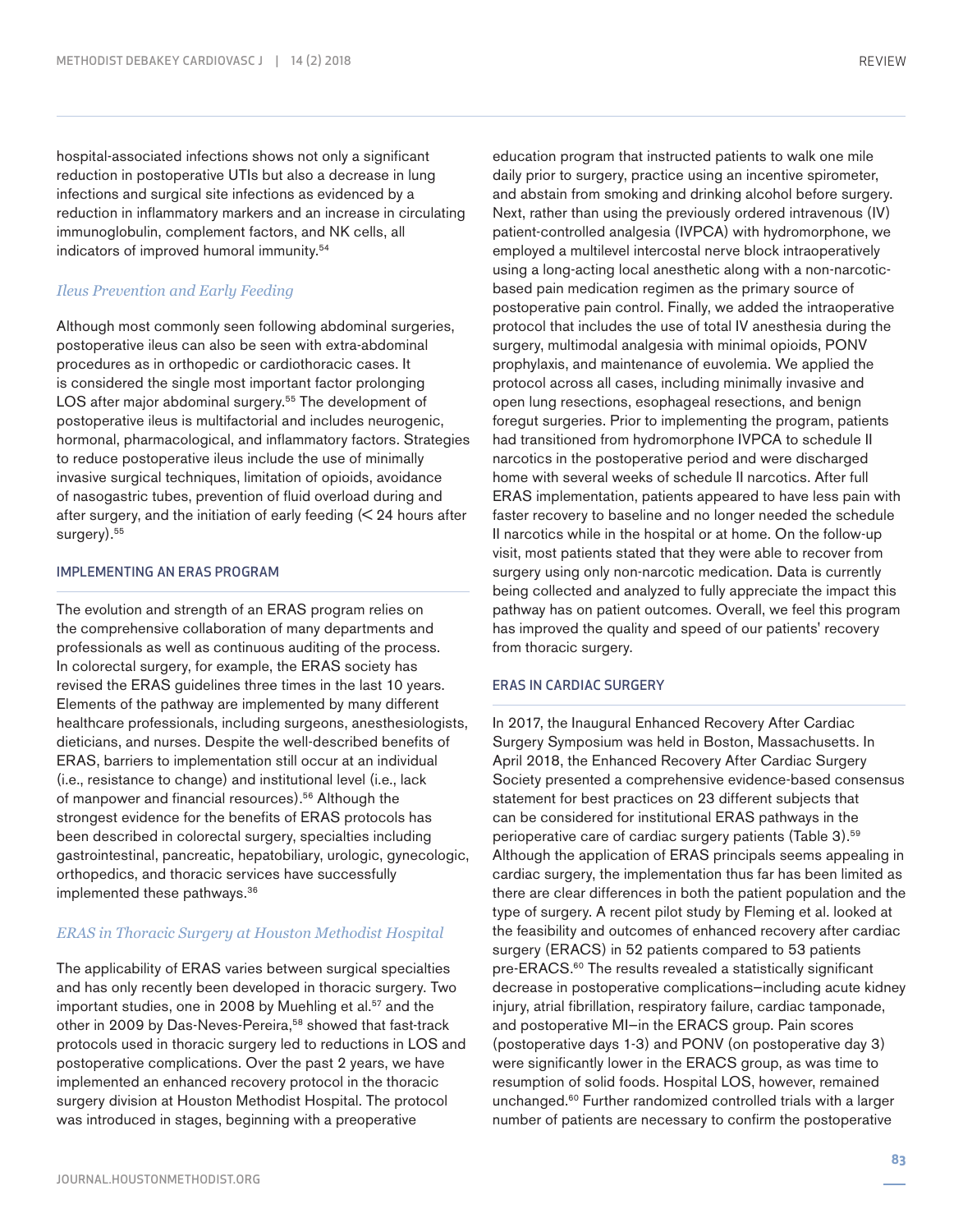hospital-associated infections shows not only a significant reduction in postoperative UTIs but also a decrease in lung infections and surgical site infections as evidenced by a reduction in inflammatory markers and an increase in circulating immunoglobulin, complement factors, and NK cells, all indicators of improved humoral immunity.[54]

### *Ileus Prevention and Early Feeding*

Although most commonly seen following abdominal surgeries, postoperative ileus can also be seen with extra-abdominal procedures as in orthopedic or cardiothoracic cases. It is considered the single most important factor prolonging LOS after major abdominal surgery.[55] The development of postoperative ileus is multifactorial and includes neurogenic, hormonal, pharmacological, and inflammatory factors. Strategies to reduce postoperative ileus include the use of minimally invasive surgical techniques, limitation of opioids, avoidance of nasogastric tubes, prevention of fluid overload during and after surgery, and the initiation of early feeding (< 24 hours after surgery).[55]

## IMPLEMENTING AN ERAS PROGRAM

The evolution and strength of an ERAS program relies on the comprehensive collaboration of many departments and professionals as well as continuous auditing of the process. In colorectal surgery, for example, the ERAS society has revised the ERAS guidelines three times in the last 10 years. Elements of the pathway are implemented by many different healthcare professionals, including surgeons, anesthesiologists, dieticians, and nurses. Despite the well-described benefits of ERAS, barriers to implementation still occur at an individual (i.e., resistance to change) and institutional level (i.e., lack of manpower and financial resources).[56] Although the strongest evidence for the benefits of ERAS protocols has been described in colorectal surgery, specialties including gastrointestinal, pancreatic, hepatobiliary, urologic, gynecologic, orthopedics, and thoracic services have successfully implemented these pathways.[36]

### *ERAS in Thoracic Surgery at Houston Methodist Hospital*

The applicability of ERAS varies between surgical specialties and has only recently been developed in thoracic surgery. Two important studies, one in 2008 by Muehling et al.[57] and the other in 2009 by Das-Neves-Pereira,[58] showed that fast-track protocols used in thoracic surgery led to reductions in LOS and postoperative complications. Over the past 2 years, we have implemented an enhanced recovery protocol in the thoracic surgery division at Houston Methodist Hospital. The protocol was introduced in stages, beginning with a preoperative education program that instructed patients to walk one mile daily prior to surgery, practice using an incentive spirometer, and abstain from smoking and drinking alcohol before surgery. Next, rather than using the previously ordered intravenous (IV) patient-controlled analgesia (IVPCA) with hydromorphone, we employed a multilevel intercostal nerve block intraoperatively using a long-acting local anesthetic along with a non-narcotic-based pain medication regimen as the primary source of postoperative pain control. Finally, we added the intraoperative protocol that includes the use of total IV anesthesia during the surgery, multimodal analgesia with minimal opioids, PONV prophylaxis, and maintenance of euvolemia. We applied the protocol across all cases, including minimally invasive and open lung resections, esophageal resections, and benign foregut surgeries. Prior to implementing the program, patients had transitioned from hydromorphone IVPCA to schedule II narcotics in the postoperative period and were discharged home with several weeks of schedule II narcotics. After full ERAS implementation, patients appeared to have less pain with faster recovery to baseline and no longer needed the schedule II narcotics while in the hospital or at home. On the follow-up visit, most patients stated that they were able to recover from surgery using only non-narcotic medication. Data is currently being collected and analyzed to fully appreciate the impact this pathway has on patient outcomes. Overall, we feel this program has improved the quality and speed of our patients' recovery from thoracic surgery.

## ERAS IN CARDIAC SURGERY

In 2017, the Inaugural Enhanced Recovery After Cardiac Surgery Symposium was held in Boston, Massachusetts. In April 2018, the Enhanced Recovery After Cardiac Surgery Society presented a comprehensive evidence-based consensus statement for best practices on 23 different subjects that can be considered for institutional ERAS pathways in the perioperative care of cardiac surgery patients (Table 3).[59] Although the application of ERAS principals seems appealing in cardiac surgery, the implementation thus far has been limited as there are clear differences in both the patient population and the type of surgery. A recent pilot study by Fleming et al. looked at the feasibility and outcomes of enhanced recovery after cardiac surgery (ERACS) in 52 patients compared to 53 patients pre-ERACS.[60] The results revealed a statistically significant decrease in postoperative complications—including acute kidney injury, atrial fibrillation, respiratory failure, cardiac tamponade, and postoperative MI—in the ERACS group. Pain scores (postoperative days 1-3) and PONV (on postoperative day 3) were significantly lower in the ERACS group, as was time to resumption of solid foods. Hospital LOS, however, remained unchanged.[60] Further randomized controlled trials with a larger number of patients are necessary to confirm the postoperative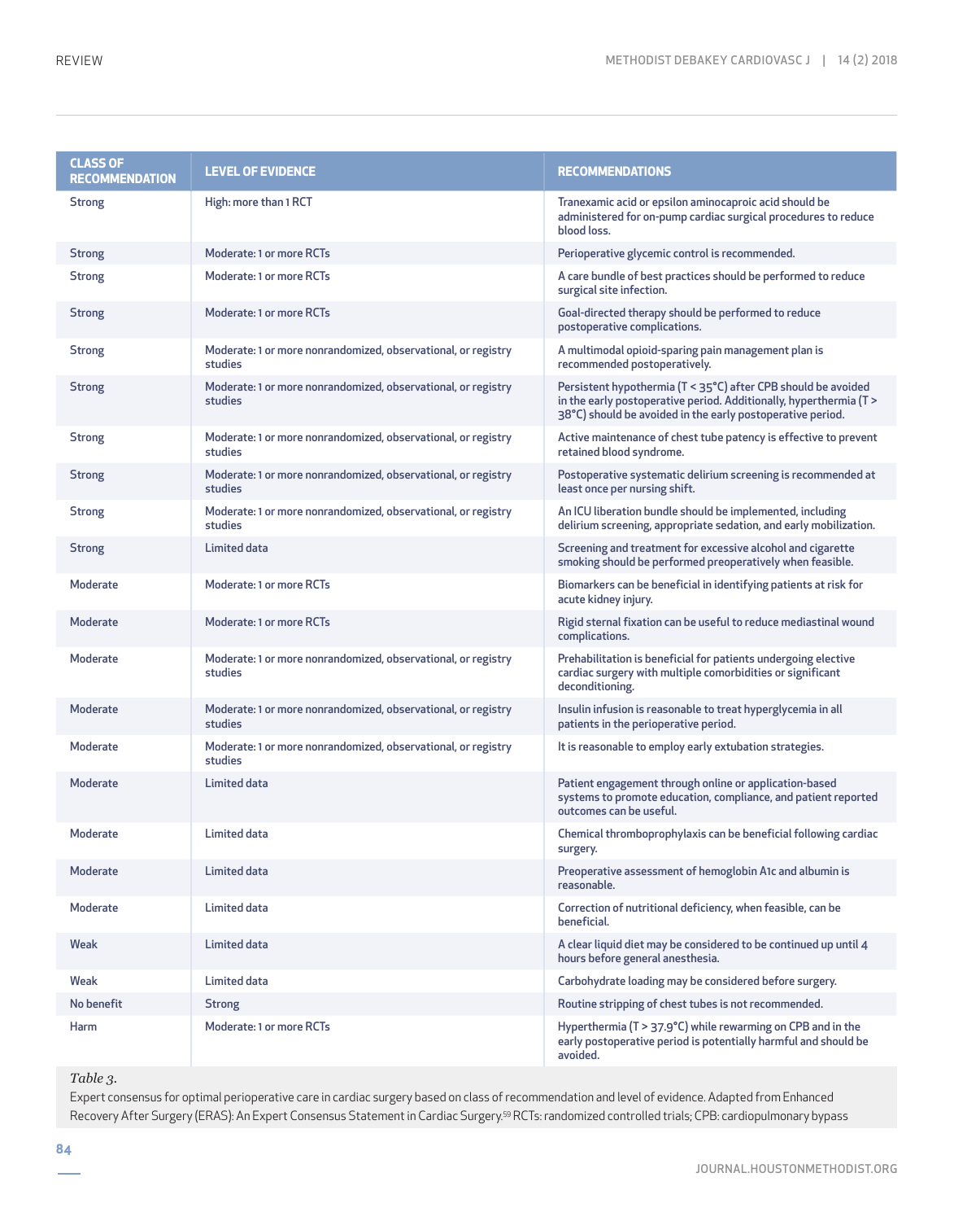| CLASS OF RECOMMENDATION | LEVEL OF EVIDENCE | RECOMMENDATIONS |
|---|---|---|
| Strong | High: more than 1 RCT | Tranexamic acid or epsilon aminocaproic acid should be administered for on-pump cardiac surgical procedures to reduce blood loss. |
| Strong | Moderate: 1 or more RCTs | Perioperative glycemic control is recommended. |
| Strong | Moderate: 1 or more RCTs | A care bundle of best practices should be performed to reduce surgical site infection. |
| Strong | Moderate: 1 or more RCTs | Goal-directed therapy should be performed to reduce postoperative complications. |
| Strong | Moderate: 1 or more nonrandomized, observational, or registry studies | A multimodal opioid-sparing pain management plan is recommended postoperatively. |
| Strong | Moderate: 1 or more nonrandomized, observational, or registry studies | Persistent hypothermia (T < 35°C) after CPB should be avoided in the early postoperative period. Additionally, hyperthermia (T > 38°C) should be avoided in the early postoperative period. |
| Strong | Moderate: 1 or more nonrandomized, observational, or registry studies | Active maintenance of chest tube patency is effective to prevent retained blood syndrome. |
| Strong | Moderate: 1 or more nonrandomized, observational, or registry studies | Postoperative systematic delirium screening is recommended at least once per nursing shift. |
| Strong | Moderate: 1 or more nonrandomized, observational, or registry studies | An ICU liberation bundle should be implemented, including delirium screening, appropriate sedation, and early mobilization. |
| Strong | Limited data | Screening and treatment for excessive alcohol and cigarette smoking should be performed preoperatively when feasible. |
| Moderate | Moderate: 1 or more RCTs | Biomarkers can be beneficial in identifying patients at risk for acute kidney injury. |
| Moderate | Moderate: 1 or more RCTs | Rigid sternal fixation can be useful to reduce mediastinal wound complications. |
| Moderate | Moderate: 1 or more nonrandomized, observational, or registry studies | Prehabilitation is beneficial for patients undergoing elective cardiac surgery with multiple comorbidities or significant deconditioning. |
| Moderate | Moderate: 1 or more nonrandomized, observational, or registry studies | Insulin infusion is reasonable to treat hyperglycemia in all patients in the perioperative period. |
| Moderate | Moderate: 1 or more nonrandomized, observational, or registry studies | It is reasonable to employ early extubation strategies. |
| Moderate | Limited data | Patient engagement through online or application-based systems to promote education, compliance, and patient reported outcomes can be useful. |
| Moderate | Limited data | Chemical thromboprophylaxis can be beneficial following cardiac surgery. |
| Moderate | Limited data | Preoperative assessment of hemoglobin A1c and albumin is reasonable. |
| Moderate | Limited data | Correction of nutritional deficiency, when feasible, can be beneficial. |
| Weak | Limited data | A clear liquid diet may be considered to be continued up until 4 hours before general anesthesia. |
| Weak | Limited data | Carbohydrate loading may be considered before surgery. |
| No benefit | Strong | Routine stripping of chest tubes is not recommended. |
| Harm | Moderate: 1 or more RCTs | Hyperthermia (T > 37.9°C) while rewarming on CPB and in the early postoperative period is potentially harmful and should be avoided. |

*Table 3.*
Expert consensus for optimal perioperative care in cardiac surgery based on class of recommendation and level of evidence. Adapted from Enhanced Recovery After Surgery (ERAS): An Expert Consensus Statement in Cardiac Surgery.[59] RCTs: randomized controlled trials; CPB: cardiopulmonary bypass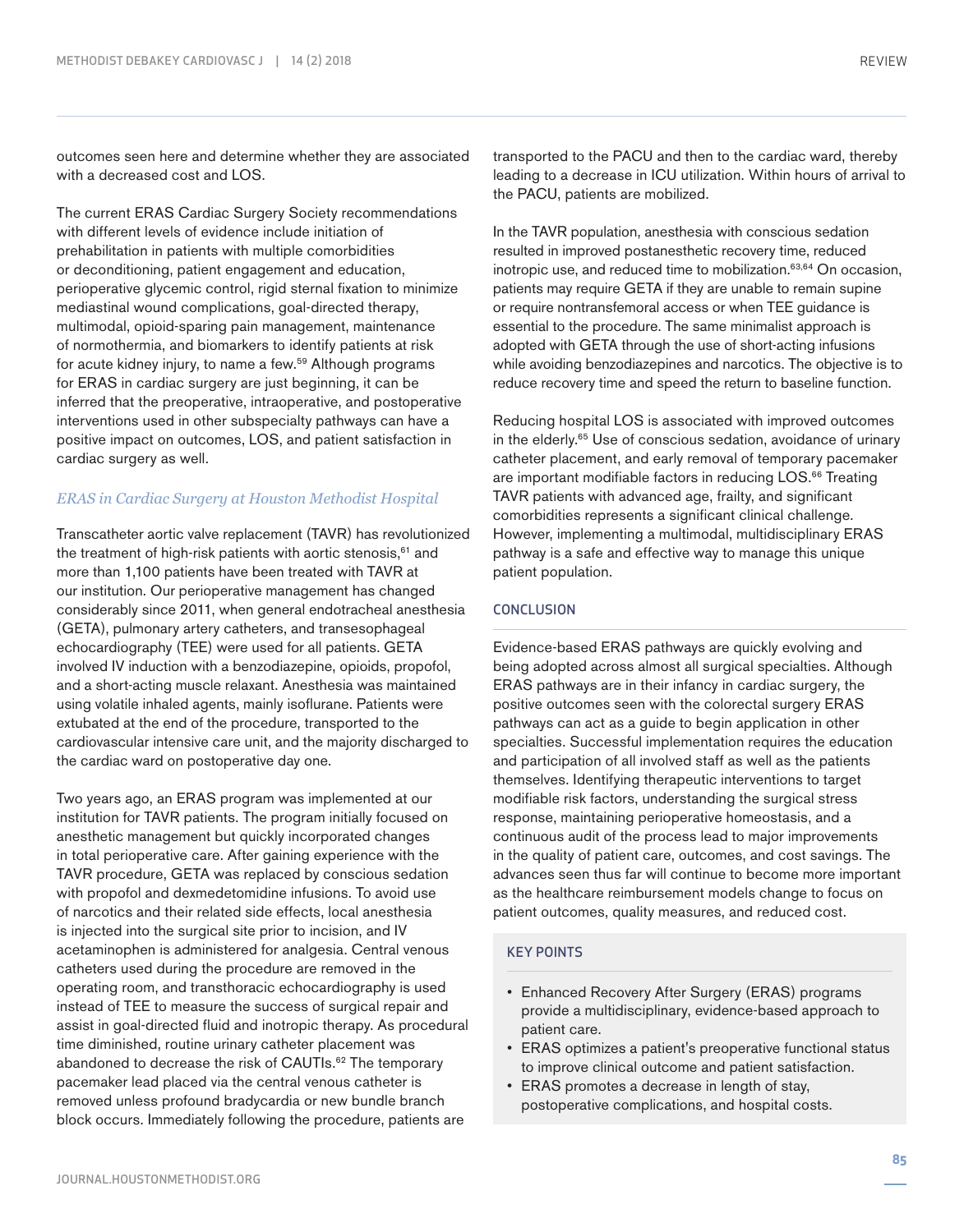outcomes seen here and determine whether they are associated with a decreased cost and LOS.

The current ERAS Cardiac Surgery Society recommendations with different levels of evidence include initiation of prehabilitation in patients with multiple comorbidities or deconditioning, patient engagement and education, perioperative glycemic control, rigid sternal fixation to minimize mediastinal wound complications, goal-directed therapy, multimodal, opioid-sparing pain management, maintenance of normothermia, and biomarkers to identify patients at risk for acute kidney injury, to name a few.[59] Although programs for ERAS in cardiac surgery are just beginning, it can be inferred that the preoperative, intraoperative, and postoperative interventions used in other subspecialty pathways can have a positive impact on outcomes, LOS, and patient satisfaction in cardiac surgery as well.

### *ERAS in Cardiac Surgery at Houston Methodist Hospital*

Transcatheter aortic valve replacement (TAVR) has revolutionized the treatment of high-risk patients with aortic stenosis,[61] and more than 1,100 patients have been treated with TAVR at our institution. Our perioperative management has changed considerably since 2011, when general endotracheal anesthesia (GETA), pulmonary artery catheters, and transesophageal echocardiography (TEE) were used for all patients. GETA involved IV induction with a benzodiazepine, opioids, propofol, and a short-acting muscle relaxant. Anesthesia was maintained using volatile inhaled agents, mainly isoflurane. Patients were extubated at the end of the procedure, transported to the cardiovascular intensive care unit, and the majority discharged to the cardiac ward on postoperative day one.

Two years ago, an ERAS program was implemented at our institution for TAVR patients. The program initially focused on anesthetic management but quickly incorporated changes in total perioperative care. After gaining experience with the TAVR procedure, GETA was replaced by conscious sedation with propofol and dexmedetomidine infusions. To avoid use of narcotics and their related side effects, local anesthesia is injected into the surgical site prior to incision, and IV acetaminophen is administered for analgesia. Central venous catheters used during the procedure are removed in the operating room, and transthoracic echocardiography is used instead of TEE to measure the success of surgical repair and assist in goal-directed fluid and inotropic therapy. As procedural time diminished, routine urinary catheter placement was abandoned to decrease the risk of CAUTIs.[62] The temporary pacemaker lead placed via the central venous catheter is removed unless profound bradycardia or new bundle branch block occurs. Immediately following the procedure, patients are transported to the PACU and then to the cardiac ward, thereby leading to a decrease in ICU utilization. Within hours of arrival to the PACU, patients are mobilized.

In the TAVR population, anesthesia with conscious sedation resulted in improved postanesthetic recovery time, reduced inotropic use, and reduced time to mobilization.[63,64] On occasion, patients may require GETA if they are unable to remain supine or require nontransfemoral access or when TEE guidance is essential to the procedure. The same minimalist approach is adopted with GETA through the use of short-acting infusions while avoiding benzodiazepines and narcotics. The objective is to reduce recovery time and speed the return to baseline function.

Reducing hospital LOS is associated with improved outcomes in the elderly.[65] Use of conscious sedation, avoidance of urinary catheter placement, and early removal of temporary pacemaker are important modifiable factors in reducing LOS.[66] Treating TAVR patients with advanced age, frailty, and significant comorbidities represents a significant clinical challenge. However, implementing a multimodal, multidisciplinary ERAS pathway is a safe and effective way to manage this unique patient population.

## CONCLUSION

Evidence-based ERAS pathways are quickly evolving and being adopted across almost all surgical specialties. Although ERAS pathways are in their infancy in cardiac surgery, the positive outcomes seen with the colorectal surgery ERAS pathways can act as a guide to begin application in other specialties. Successful implementation requires the education and participation of all involved staff as well as the patients themselves. Identifying therapeutic interventions to target modifiable risk factors, understanding the surgical stress response, maintaining perioperative homeostasis, and a continuous audit of the process lead to major improvements in the quality of patient care, outcomes, and cost savings. The advances seen thus far will continue to become more important as the healthcare reimbursement models change to focus on patient outcomes, quality measures, and reduced cost.

## KEY POINTS

- Enhanced Recovery After Surgery (ERAS) programs provide a multidisciplinary, evidence-based approach to patient care.
- ERAS optimizes a patient's preoperative functional status to improve clinical outcome and patient satisfaction.
- ERAS promotes a decrease in length of stay, postoperative complications, and hospital costs.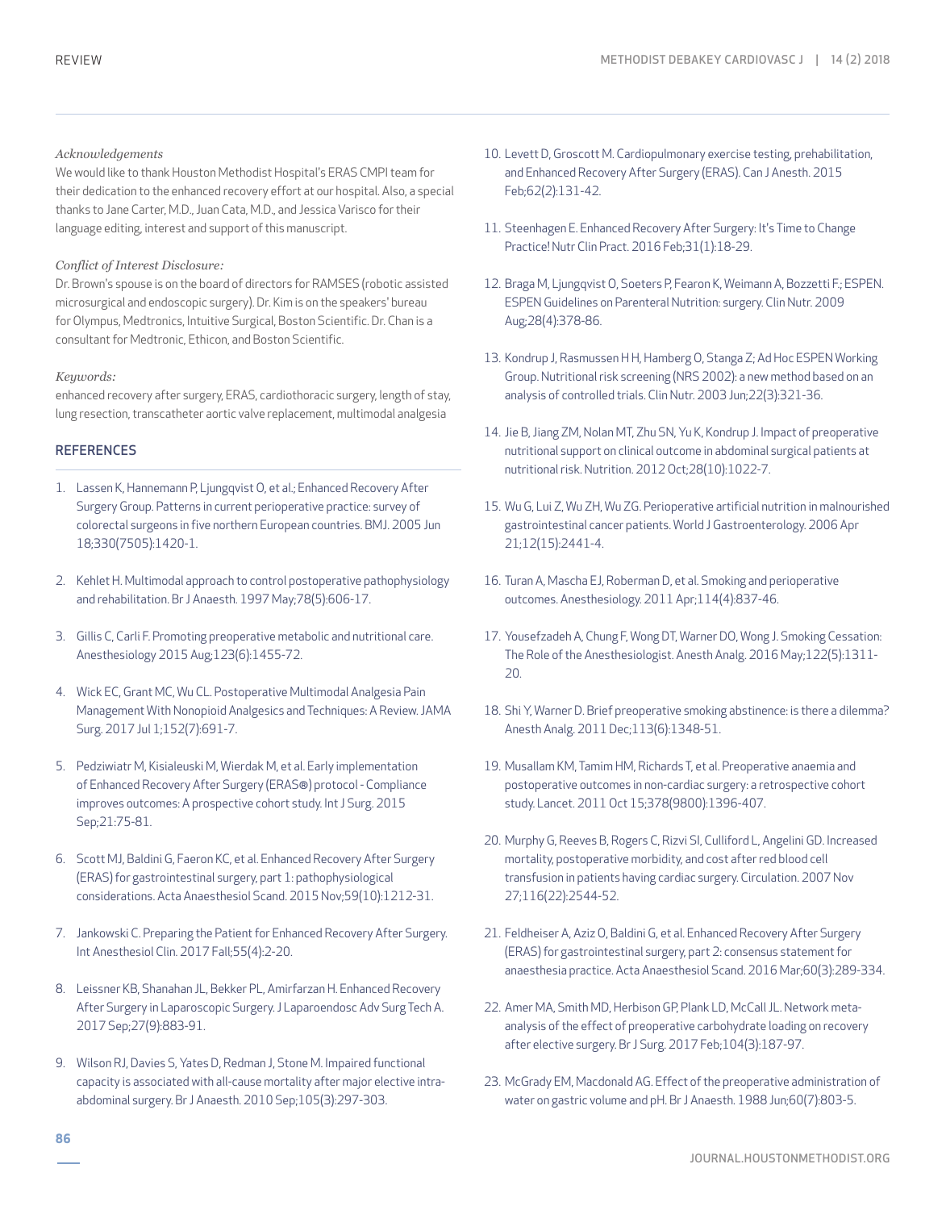*Acknowledgements*

We would like to thank Houston Methodist Hospital's ERAS CMPI team for their dedication to the enhanced recovery effort at our hospital. Also, a special thanks to Jane Carter, M.D., Juan Cata, M.D., and Jessica Varisco for their language editing, interest and support of this manuscript.

*Conflict of Interest Disclosure:*

Dr. Brown's spouse is on the board of directors for RAMSES (robotic assisted microsurgical and endoscopic surgery). Dr. Kim is on the speakers' bureau for Olympus, Medtronics, Intuitive Surgical, Boston Scientific. Dr. Chan is a consultant for Medtronic, Ethicon, and Boston Scientific.

*Keywords:*

enhanced recovery after surgery, ERAS, cardiothoracic surgery, length of stay, lung resection, transcatheter aortic valve replacement, multimodal analgesia

## REFERENCES

1. Lassen K, Hannemann P, Ljungqvist O, et al.; Enhanced Recovery After Surgery Group. Patterns in current perioperative practice: survey of colorectal surgeons in five northern European countries. BMJ. 2005 Jun 18;330(7505):1420-1.
2. Kehlet H. Multimodal approach to control postoperative pathophysiology and rehabilitation. Br J Anaesth. 1997 May;78(5):606-17.
3. Gillis C, Carli F. Promoting preoperative metabolic and nutritional care. Anesthesiology 2015 Aug;123(6):1455-72.
4. Wick EC, Grant MC, Wu CL. Postoperative Multimodal Analgesia Pain Management With Nonopioid Analgesics and Techniques: A Review. JAMA Surg. 2017 Jul 1;152(7):691-7.
5. Pedziwiatr M, Kisialeuski M, Wierdak M, et al. Early implementation of Enhanced Recovery After Surgery (ERAS®) protocol - Compliance improves outcomes: A prospective cohort study. Int J Surg. 2015 Sep;21:75-81.
6. Scott MJ, Baldini G, Faeron KC, et al. Enhanced Recovery After Surgery (ERAS) for gastrointestinal surgery, part 1: pathophysiological considerations. Acta Anaesthesiol Scand. 2015 Nov;59(10):1212-31.
7. Jankowski C. Preparing the Patient for Enhanced Recovery After Surgery. Int Anesthesiol Clin. 2017 Fall;55(4):2-20.
8. Leissner KB, Shanahan JL, Bekker PL, Amirfarzan H. Enhanced Recovery After Surgery in Laparoscopic Surgery. J Laparoendosc Adv Surg Tech A. 2017 Sep;27(9):883-91.
9. Wilson RJ, Davies S, Yates D, Redman J, Stone M. Impaired functional capacity is associated with all-cause mortality after major elective intra-abdominal surgery. Br J Anaesth. 2010 Sep;105(3):297-303.
10. Levett D, Groscott M. Cardiopulmonary exercise testing, prehabilitation, and Enhanced Recovery After Surgery (ERAS). Can J Anesth. 2015 Feb;62(2):131-42.
11. Steenhagen E. Enhanced Recovery After Surgery: It's Time to Change Practice! Nutr Clin Pract. 2016 Feb;31(1):18-29.
12. Braga M, Ljungqvist O, Soeters P, Fearon K, Weimann A, Bozzetti F.; ESPEN. ESPEN Guidelines on Parenteral Nutrition: surgery. Clin Nutr. 2009 Aug;28(4):378-86.
13. Kondrup J, Rasmussen H H, Hamberg O, Stanga Z; Ad Hoc ESPEN Working Group. Nutritional risk screening (NRS 2002): a new method based on an analysis of controlled trials. Clin Nutr. 2003 Jun;22(3):321-36.
14. Jie B, Jiang ZM, Nolan MT, Zhu SN, Yu K, Kondrup J. Impact of preoperative nutritional support on clinical outcome in abdominal surgical patients at nutritional risk. Nutrition. 2012 Oct;28(10):1022-7.
15. Wu G, Lui Z, Wu ZH, Wu ZG. Perioperative artificial nutrition in malnourished gastrointestinal cancer patients. World J Gastroenterology. 2006 Apr 21;12(15):2441-4.
16. Turan A, Mascha EJ, Roberman D, et al. Smoking and perioperative outcomes. Anesthesiology. 2011 Apr;114(4):837-46.
17. Yousefzadeh A, Chung F, Wong DT, Warner DO, Wong J. Smoking Cessation: The Role of the Anesthesiologist. Anesth Analg. 2016 May;122(5):1311-20.
18. Shi Y, Warner D. Brief preoperative smoking abstinence: is there a dilemma? Anesth Analg. 2011 Dec;113(6):1348-51.
19. Musallam KM, Tamim HM, Richards T, et al. Preoperative anaemia and postoperative outcomes in non-cardiac surgery: a retrospective cohort study. Lancet. 2011 Oct 15;378(9800):1396-407.
20. Murphy G, Reeves B, Rogers C, Rizvi SI, Culliford L, Angelini GD. Increased mortality, postoperative morbidity, and cost after red blood cell transfusion in patients having cardiac surgery. Circulation. 2007 Nov 27;116(22):2544-52.
21. Feldheiser A, Aziz O, Baldini G, et al. Enhanced Recovery After Surgery (ERAS) for gastrointestinal surgery, part 2: consensus statement for anaesthesia practice. Acta Anaesthesiol Scand. 2016 Mar;60(3):289-334.
22. Amer MA, Smith MD, Herbison GP, Plank LD, McCall JL. Network meta-analysis of the effect of preoperative carbohydrate loading on recovery after elective surgery. Br J Surg. 2017 Feb;104(3):187-97.
23. McGrady EM, Macdonald AG. Effect of the preoperative administration of water on gastric volume and pH. Br J Anaesth. 1988 Jun;60(7):803-5.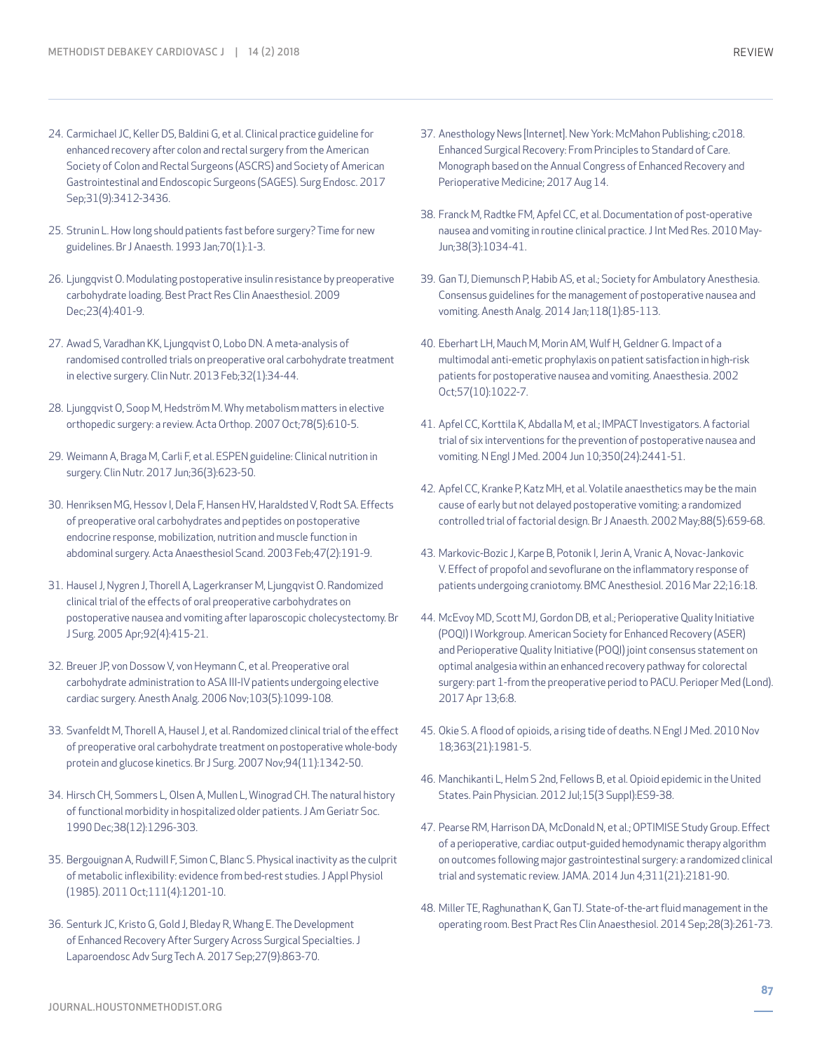24. Carmichael JC, Keller DS, Baldini G, et al. Clinical practice guideline for enhanced recovery after colon and rectal surgery from the American Society of Colon and Rectal Surgeons (ASCRS) and Society of American Gastrointestinal and Endoscopic Surgeons (SAGES). Surg Endosc. 2017 Sep;31(9):3412-3436.

25. Strunin L. How long should patients fast before surgery? Time for new guidelines. Br J Anaesth. 1993 Jan;70(1):1-3.

26. Ljungqvist O. Modulating postoperative insulin resistance by preoperative carbohydrate loading. Best Pract Res Clin Anaesthesiol. 2009 Dec;23(4):401-9.

27. Awad S, Varadhan KK, Ljungqvist O, Lobo DN. A meta-analysis of randomised controlled trials on preoperative oral carbohydrate treatment in elective surgery. Clin Nutr. 2013 Feb;32(1):34-44.

28. Ljungqvist O, Soop M, Hedström M. Why metabolism matters in elective orthopedic surgery: a review. Acta Orthop. 2007 Oct;78(5):610-5.

29. Weimann A, Braga M, Carli F, et al. ESPEN guideline: Clinical nutrition in surgery. Clin Nutr. 2017 Jun;36(3):623-50.

30. Henriksen MG, Hessov I, Dela F, Hansen HV, Haraldsted V, Rodt SA. Effects of preoperative oral carbohydrates and peptides on postoperative endocrine response, mobilization, nutrition and muscle function in abdominal surgery. Acta Anaesthesiol Scand. 2003 Feb;47(2):191-9.

31. Hausel J, Nygren J, Thorell A, Lagerkranser M, Ljungqvist O. Randomized clinical trial of the effects of oral preoperative carbohydrates on postoperative nausea and vomiting after laparoscopic cholecystectomy. Br J Surg. 2005 Apr;92(4):415-21.

32. Breuer JP, von Dossow V, von Heymann C, et al. Preoperative oral carbohydrate administration to ASA III-IV patients undergoing elective cardiac surgery. Anesth Analg. 2006 Nov;103(5):1099-108.

33. Svanfeldt M, Thorell A, Hausel J, et al. Randomized clinical trial of the effect of preoperative oral carbohydrate treatment on postoperative whole-body protein and glucose kinetics. Br J Surg. 2007 Nov;94(11):1342-50.

34. Hirsch CH, Sommers L, Olsen A, Mullen L, Winograd CH. The natural history of functional morbidity in hospitalized older patients. J Am Geriatr Soc. 1990 Dec;38(12):1296-303.

35. Bergouignan A, Rudwill F, Simon C, Blanc S. Physical inactivity as the culprit of metabolic inflexibility: evidence from bed-rest studies. J Appl Physiol (1985). 2011 Oct;111(4):1201-10.

36. Senturk JC, Kristo G, Gold J, Bleday R, Whang E. The Development of Enhanced Recovery After Surgery Across Surgical Specialties. J Laparoendosc Adv Surg Tech A. 2017 Sep;27(9):863-70.

37. Anesthology News [Internet]. New York: McMahon Publishing; c2018. Enhanced Surgical Recovery: From Principles to Standard of Care. Monograph based on the Annual Congress of Enhanced Recovery and Perioperative Medicine; 2017 Aug 14.

38. Franck M, Radtke FM, Apfel CC, et al. Documentation of post-operative nausea and vomiting in routine clinical practice. J Int Med Res. 2010 May-Jun;38(3):1034-41.

39. Gan TJ, Diemunsch P, Habib AS, et al.; Society for Ambulatory Anesthesia. Consensus guidelines for the management of postoperative nausea and vomiting. Anesth Analg. 2014 Jan;118(1):85-113.

40. Eberhart LH, Mauch M, Morin AM, Wulf H, Geldner G. Impact of a multimodal anti-emetic prophylaxis on patient satisfaction in high-risk patients for postoperative nausea and vomiting. Anaesthesia. 2002 Oct;57(10):1022-7.

41. Apfel CC, Korttila K, Abdalla M, et al.; IMPACT Investigators. A factorial trial of six interventions for the prevention of postoperative nausea and vomiting. N Engl J Med. 2004 Jun 10;350(24):2441-51.

42. Apfel CC, Kranke P, Katz MH, et al. Volatile anaesthetics may be the main cause of early but not delayed postoperative vomiting: a randomized controlled trial of factorial design. Br J Anaesth. 2002 May;88(5):659-68.

43. Markovic-Bozic J, Karpe B, Potonik I, Jerin A, Vranic A, Novac-Jankovic V. Effect of propofol and sevoflurane on the inflammatory response of patients undergoing craniotomy. BMC Anesthesiol. 2016 Mar 22;16:18.

44. McEvoy MD, Scott MJ, Gordon DB, et al.; Perioperative Quality Initiative (POQI) I Workgroup. American Society for Enhanced Recovery (ASER) and Perioperative Quality Initiative (POQI) joint consensus statement on optimal analgesia within an enhanced recovery pathway for colorectal surgery: part 1-from the preoperative period to PACU. Perioper Med (Lond). 2017 Apr 13;6:8.

45. Okie S. A flood of opioids, a rising tide of deaths. N Engl J Med. 2010 Nov 18;363(21):1981-5.

46. Manchikanti L, Helm S 2nd, Fellows B, et al. Opioid epidemic in the United States. Pain Physician. 2012 Jul;15(3 Suppl):ES9-38.

47. Pearse RM, Harrison DA, McDonald N, et al.; OPTIMISE Study Group. Effect of a perioperative, cardiac output-guided hemodynamic therapy algorithm on outcomes following major gastrointestinal surgery: a randomized clinical trial and systematic review. JAMA. 2014 Jun 4;311(21):2181-90.

48. Miller TE, Raghunathan K, Gan TJ. State-of-the-art fluid management in the operating room. Best Pract Res Clin Anaesthesiol. 2014 Sep;28(3):261-73.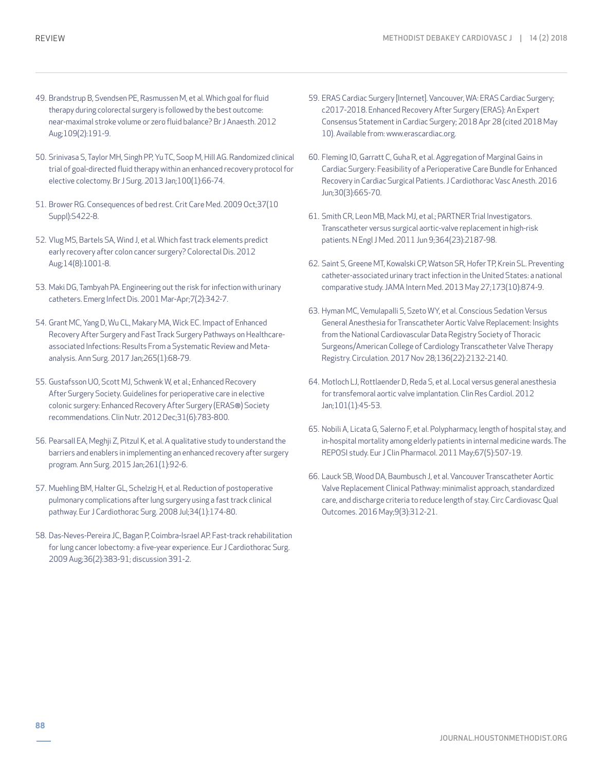49. Brandstrup B, Svendsen PE, Rasmussen M, et al. Which goal for fluid therapy during colorectal surgery is followed by the best outcome: near-maximal stroke volume or zero fluid balance? Br J Anaesth. 2012 Aug;109(2):191-9.
50. Srinivasa S, Taylor MH, Singh PP, Yu TC, Soop M, Hill AG. Randomized clinical trial of goal-directed fluid therapy within an enhanced recovery protocol for elective colectomy. Br J Surg. 2013 Jan;100(1):66-74.
51. Brower RG. Consequences of bed rest. Crit Care Med. 2009 Oct;37(10 Suppl):S422-8.
52. Vlug MS, Bartels SA, Wind J, et al. Which fast track elements predict early recovery after colon cancer surgery? Colorectal Dis. 2012 Aug;14(8):1001-8.
53. Maki DG, Tambyah PA. Engineering out the risk for infection with urinary catheters. Emerg Infect Dis. 2001 Mar-Apr;7(2):342-7.
54. Grant MC, Yang D, Wu CL, Makary MA, Wick EC. Impact of Enhanced Recovery After Surgery and Fast Track Surgery Pathways on Healthcare-associated Infections: Results From a Systematic Review and Meta-analysis. Ann Surg. 2017 Jan;265(1):68-79.
55. Gustafsson UO, Scott MJ, Schwenk W, et al.; Enhanced Recovery After Surgery Society. Guidelines for perioperative care in elective colonic surgery: Enhanced Recovery After Surgery (ERAS®) Society recommendations. Clin Nutr. 2012 Dec;31(6):783-800.
56. Pearsall EA, Meghji Z, Pitzul K, et al. A qualitative study to understand the barriers and enablers in implementing an enhanced recovery after surgery program. Ann Surg. 2015 Jan;261(1):92-6.
57. Muehling BM, Halter GL, Schelzig H, et al. Reduction of postoperative pulmonary complications after lung surgery using a fast track clinical pathway. Eur J Cardiothorac Surg. 2008 Jul;34(1):174-80.
58. Das-Neves-Pereira JC, Bagan P, Coimbra-Israel AP. Fast-track rehabilitation for lung cancer lobectomy: a five-year experience. Eur J Cardiothorac Surg. 2009 Aug;36(2):383-91; discussion 391-2.
59. ERAS Cardiac Surgery [Internet]. Vancouver, WA: ERAS Cardiac Surgery; c2017-2018. Enhanced Recovery After Surgery (ERAS): An Expert Consensus Statement in Cardiac Surgery; 2018 Apr 28 (cited 2018 May 10). Available from: www.erascardiac.org.
60. Fleming IO, Garratt C, Guha R, et al. Aggregation of Marginal Gains in Cardiac Surgery: Feasibility of a Perioperative Care Bundle for Enhanced Recovery in Cardiac Surgical Patients. J Cardiothorac Vasc Anesth. 2016 Jun;30(3):665-70.
61. Smith CR, Leon MB, Mack MJ, et al.; PARTNER Trial Investigators. Transcatheter versus surgical aortic-valve replacement in high-risk patients. N Engl J Med. 2011 Jun 9;364(23):2187-98.
62. Saint S, Greene MT, Kowalski CP, Watson SR, Hofer TP, Krein SL. Preventing catheter-associated urinary tract infection in the United States: a national comparative study. JAMA Intern Med. 2013 May 27;173(10):874-9.
63. Hyman MC, Vemulapalli S, Szeto WY, et al. Conscious Sedation Versus General Anesthesia for Transcatheter Aortic Valve Replacement: Insights from the National Cardiovascular Data Registry Society of Thoracic Surgeons/American College of Cardiology Transcatheter Valve Therapy Registry. Circulation. 2017 Nov 28;136(22):2132-2140.
64. Motloch LJ, Rottlaender D, Reda S, et al. Local versus general anesthesia for transfemoral aortic valve implantation. Clin Res Cardiol. 2012 Jan;101(1):45-53.
65. Nobili A, Licata G, Salerno F, et al. Polypharmacy, length of hospital stay, and in-hospital mortality among elderly patients in internal medicine wards. The REPOSI study. Eur J Clin Pharmacol. 2011 May;67(5):507-19.
66. Lauck SB, Wood DA, Baumbusch J, et al. Vancouver Transcatheter Aortic Valve Replacement Clinical Pathway: minimalist approach, standardized care, and discharge criteria to reduce length of stay. Circ Cardiovasc Qual Outcomes. 2016 May;9(3):312-21.